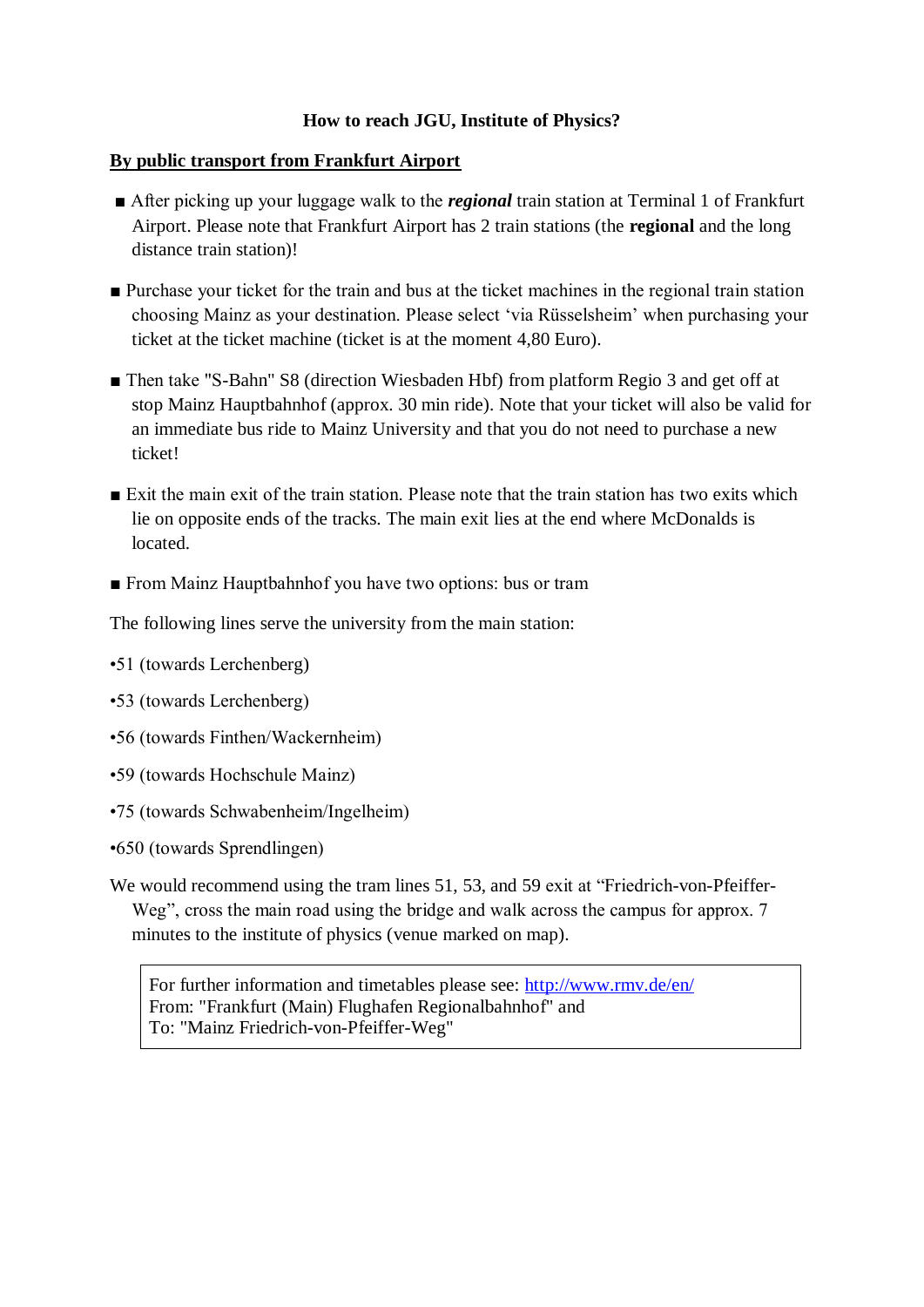# How to reach JGU, Institute of Physics?

## By public transport from Frankfurt Airport

- After picking up your luggage walk to the ***regional*** train station at Terminal 1 of Frankfurt Airport. Please note that Frankfurt Airport has 2 train stations (the **regional** and the long distance train station)!

- Purchase your ticket for the train and bus at the ticket machines in the regional train station choosing Mainz as your destination. Please select 'via Rüsselsheim' when purchasing your ticket at the ticket machine (ticket is at the moment 4,80 Euro).

- Then take "S-Bahn" S8 (direction Wiesbaden Hbf) from platform Regio 3 and get off at stop Mainz Hauptbahnhof (approx. 30 min ride). Note that your ticket will also be valid for an immediate bus ride to Mainz University and that you do not need to purchase a new ticket!

- Exit the main exit of the train station. Please note that the train station has two exits which lie on opposite ends of the tracks. The main exit lies at the end where McDonalds is located.

- From Mainz Hauptbahnhof you have two options: bus or tram

The following lines serve the university from the main station:

- 51 (towards Lerchenberg)
- 53 (towards Lerchenberg)
- 56 (towards Finthen/Wackernheim)
- 59 (towards Hochschule Mainz)
- 75 (towards Schwabenheim/Ingelheim)
- 650 (towards Sprendlingen)

We would recommend using the tram lines 51, 53, and 59 exit at "Friedrich-von-Pfeiffer-Weg", cross the main road using the bridge and walk across the campus for approx. 7 minutes to the institute of physics (venue marked on map).

For further information and timetables please see: [http://www.rmv.de/en/](http://www.rmv.de/en/)
From: "Frankfurt (Main) Flughafen Regionalbahnhof" and
To: "Mainz Friedrich-von-Pfeiffer-Weg"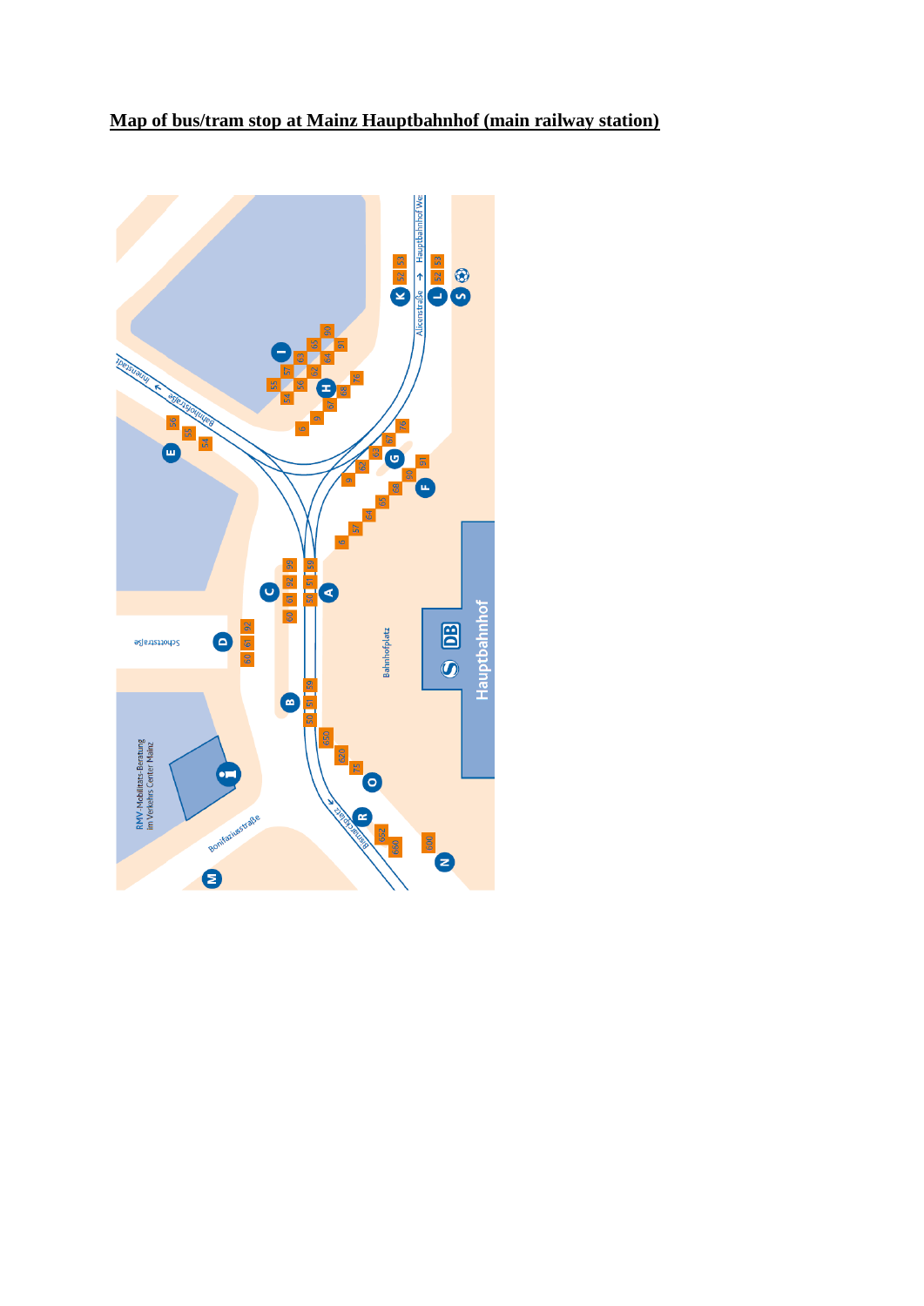**Map of bus/tram stop at Mainz Hauptbahnhof (main railway station)**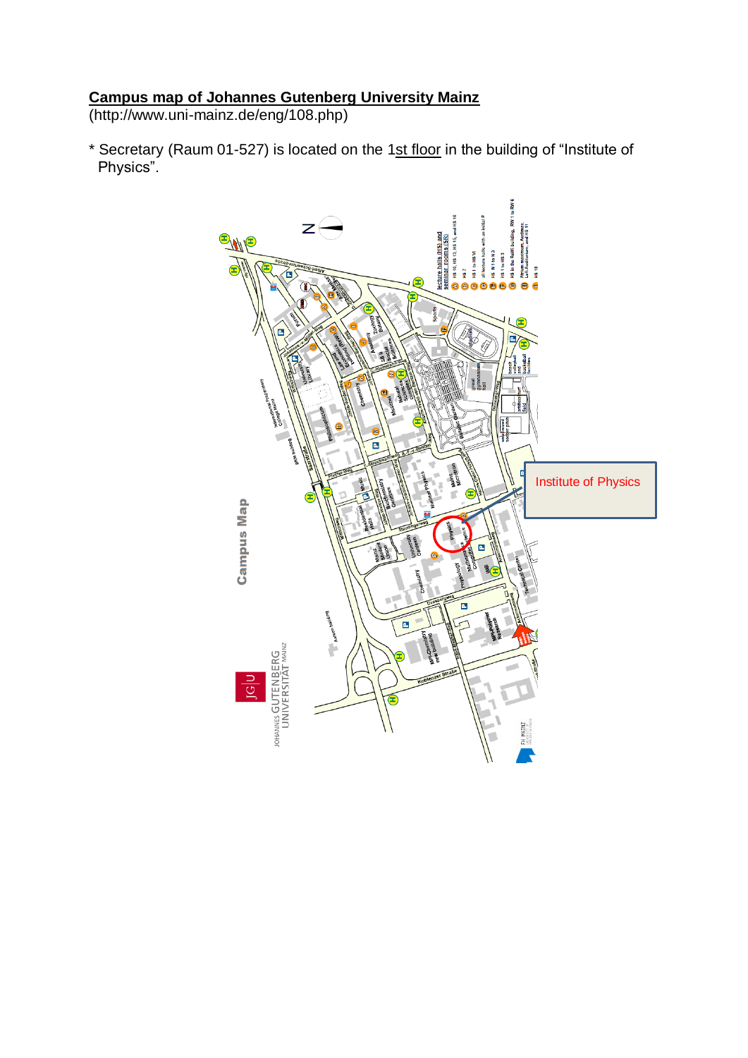**Campus map of Johannes Gutenberg University Mainz**
(http://www.uni-mainz.de/eng/108.php)

* Secretary (Raum 01-527) is located on the 1st floor in the building of "Institute of Physics".

Institute of Physics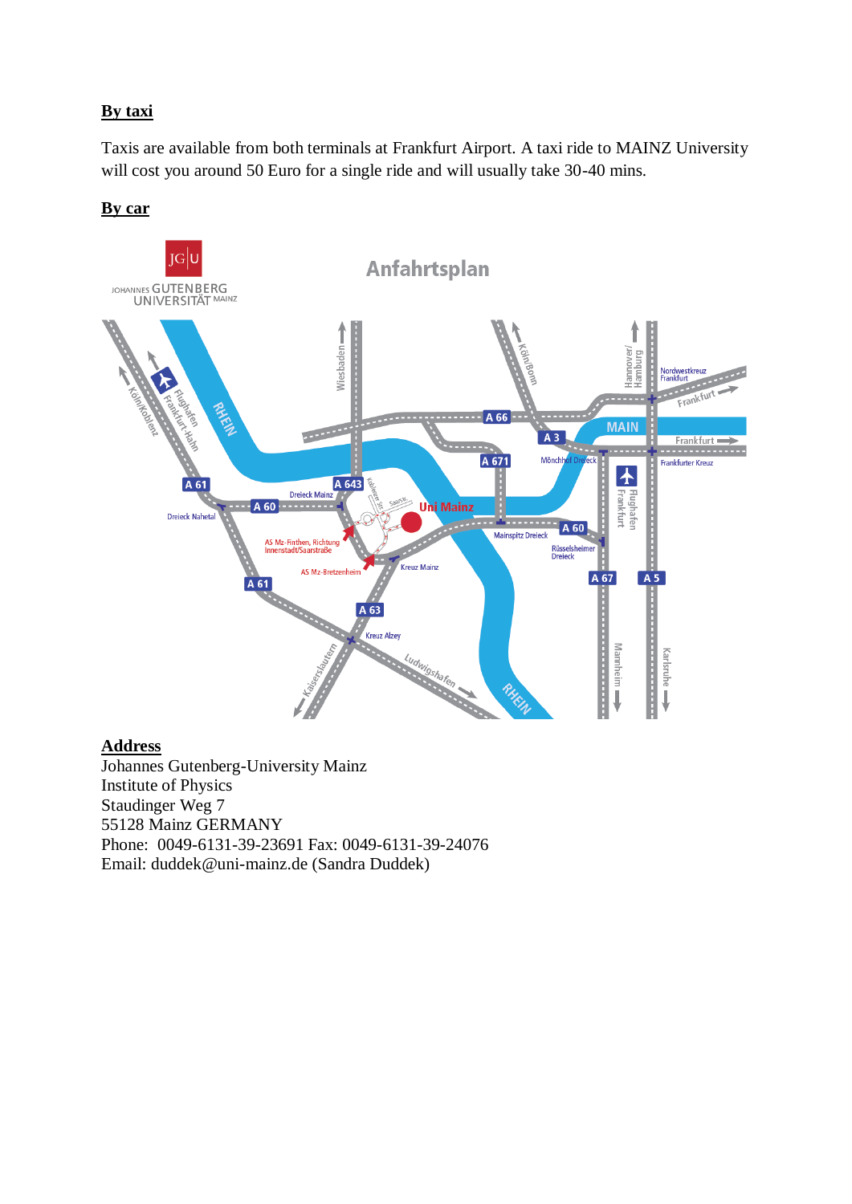**By taxi**

Taxis are available from both terminals at Frankfurt Airport. A taxi ride to MAINZ University will cost you around 50 Euro for a single ride and will usually take 30-40 mins.

**By car**

JG|U
JOHANNES GUTENBERG UNIVERSITÄT MAINZ

Anfahrtsplan

Köln/Koblenz
Flughafen Frankfurt-Hahn
RHEIN
Wiesbaden
Köln/Bonn
Hannover/Hamburg
Nordwestkreuz Frankfurt
Frankfurt
A 66
A 3
MAIN
Frankfurt
A 671
Mönchhof Dreieck
Frankfurter Kreuz
A 61
A 643
Dreieck Mainz
A 60
Uni Mainz
Dreieck Nahetal
Flughafen Frankfurt
Mainspitz Dreieck
A 60
AS Mz-Finthen, Richtung Innenstadt/Saarstraße
Rüsselsheimer Dreieck
AS Mz-Bretzenheim
Kreuz Mainz
A 61
A 67
A 5
A 63
Kreuz Alzey
Kaiserslautern
Ludwigshafen
RHEIN
Mannheim
Karlsruhe

**Address**

Johannes Gutenberg-University Mainz
Institute of Physics
Staudinger Weg 7
55128 Mainz GERMANY
Phone: 0049-6131-39-23691 Fax: 0049-6131-39-24076
Email: duddek@uni-mainz.de (Sandra Duddek)